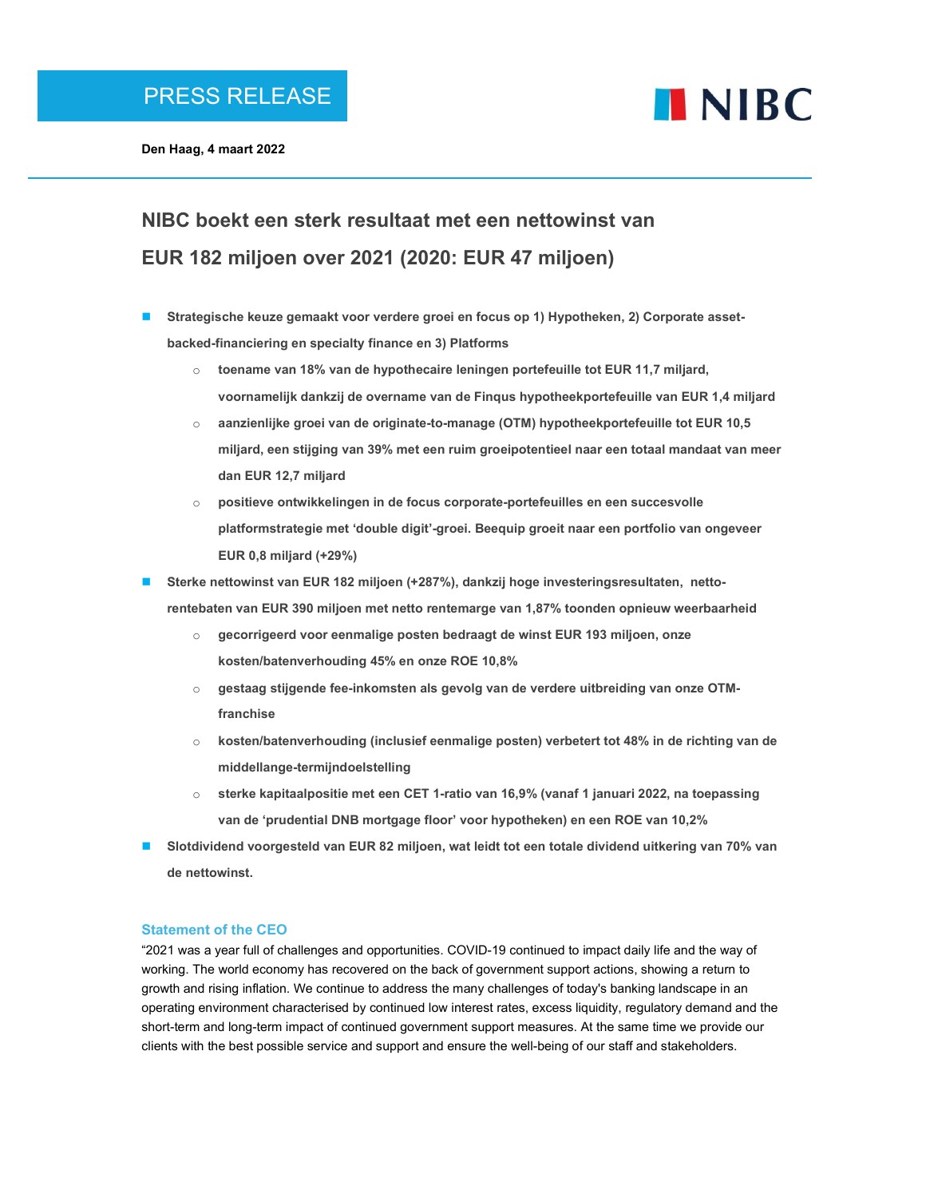PRESS RELEASE

**NIBC**

**Den Haag, 4 maart 2022**

# NIBC boekt een sterk resultaat met een nettowinst van EUR 182 miljoen over 2021 (2020: EUR 47 miljoen)

- **Strategische keuze gemaakt voor verdere groei en focus op 1) Hypotheken, 2) Corporate asset-backed-financiering en specialty finance en 3) Platforms**
  - **toename van 18% van de hypothecaire leningen portefeuille tot EUR 11,7 miljard, voornamelijk dankzij de overname van de Finqus hypotheekportefeuille van EUR 1,4 miljard**
  - **aanzienlijke groei van de originate-to-manage (OTM) hypotheekportefeuille tot EUR 10,5 miljard, een stijging van 39% met een ruim groeipotentieel naar een totaal mandaat van meer dan EUR 12,7 miljard**
  - **positieve ontwikkelingen in de focus corporate-portefeuilles en een succesvolle platformstrategie met 'double digit'-groei. Beequip groeit naar een portfolio van ongeveer EUR 0,8 miljard (+29%)**
- **Sterke nettowinst van EUR 182 miljoen (+287%), dankzij hoge investeringsresultaten, netto-rentebaten van EUR 390 miljoen met netto rentemarge van 1,87% toonden opnieuw weerbaarheid**
  - **gecorrigeerd voor eenmalige posten bedraagt de winst EUR 193 miljoen, onze kosten/batenverhouding 45% en onze ROE 10,8%**
  - **gestaag stijgende fee-inkomsten als gevolg van de verdere uitbreiding van onze OTM-franchise**
  - **kosten/batenverhouding (inclusief eenmalige posten) verbetert tot 48% in de richting van de middellange-termijndoelstelling**
  - **sterke kapitaalpositie met een CET 1-ratio van 16,9% (vanaf 1 januari 2022, na toepassing van de 'prudential DNB mortgage floor' voor hypotheken) en een ROE van 10,2%**
- **Slotdividend voorgesteld van EUR 82 miljoen, wat leidt tot een totale dividend uitkering van 70% van de nettowinst.**

### Statement of the CEO

"2021 was a year full of challenges and opportunities. COVID-19 continued to impact daily life and the way of working. The world economy has recovered on the back of government support actions, showing a return to growth and rising inflation. We continue to address the many challenges of today's banking landscape in an operating environment characterised by continued low interest rates, excess liquidity, regulatory demand and the short-term and long-term impact of continued government support measures. At the same time we provide our clients with the best possible service and support and ensure the well-being of our staff and stakeholders.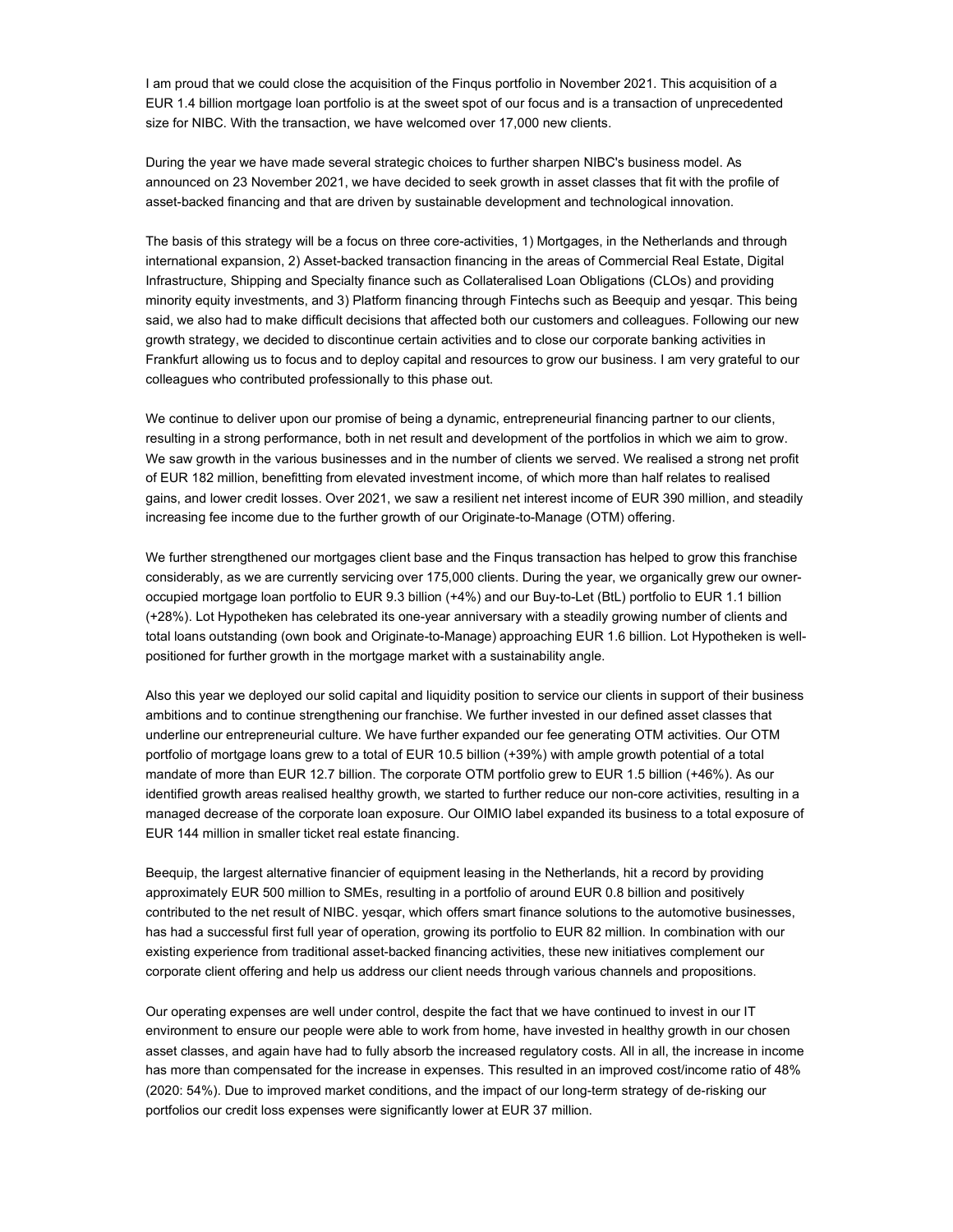I am proud that we could close the acquisition of the Finqus portfolio in November 2021. This acquisition of a EUR 1.4 billion mortgage loan portfolio is at the sweet spot of our focus and is a transaction of unprecedented size for NIBC. With the transaction, we have welcomed over 17,000 new clients.

During the year we have made several strategic choices to further sharpen NIBC's business model. As announced on 23 November 2021, we have decided to seek growth in asset classes that fit with the profile of asset-backed financing and that are driven by sustainable development and technological innovation.

The basis of this strategy will be a focus on three core-activities, 1) Mortgages, in the Netherlands and through international expansion, 2) Asset-backed transaction financing in the areas of Commercial Real Estate, Digital Infrastructure, Shipping and Specialty finance such as Collateralised Loan Obligations (CLOs) and providing minority equity investments, and 3) Platform financing through Fintechs such as Beequip and yesqar. This being said, we also had to make difficult decisions that affected both our customers and colleagues. Following our new growth strategy, we decided to discontinue certain activities and to close our corporate banking activities in Frankfurt allowing us to focus and to deploy capital and resources to grow our business. I am very grateful to our colleagues who contributed professionally to this phase out.

We continue to deliver upon our promise of being a dynamic, entrepreneurial financing partner to our clients, resulting in a strong performance, both in net result and development of the portfolios in which we aim to grow. We saw growth in the various businesses and in the number of clients we served. We realised a strong net profit of EUR 182 million, benefitting from elevated investment income, of which more than half relates to realised gains, and lower credit losses. Over 2021, we saw a resilient net interest income of EUR 390 million, and steadily increasing fee income due to the further growth of our Originate-to-Manage (OTM) offering.

We further strengthened our mortgages client base and the Finqus transaction has helped to grow this franchise considerably, as we are currently servicing over 175,000 clients. During the year, we organically grew our owner-occupied mortgage loan portfolio to EUR 9.3 billion (+4%) and our Buy-to-Let (BtL) portfolio to EUR 1.1 billion (+28%). Lot Hypotheken has celebrated its one-year anniversary with a steadily growing number of clients and total loans outstanding (own book and Originate-to-Manage) approaching EUR 1.6 billion. Lot Hypotheken is well-positioned for further growth in the mortgage market with a sustainability angle.

Also this year we deployed our solid capital and liquidity position to service our clients in support of their business ambitions and to continue strengthening our franchise. We further invested in our defined asset classes that underline our entrepreneurial culture. We have further expanded our fee generating OTM activities. Our OTM portfolio of mortgage loans grew to a total of EUR 10.5 billion (+39%) with ample growth potential of a total mandate of more than EUR 12.7 billion. The corporate OTM portfolio grew to EUR 1.5 billion (+46%). As our identified growth areas realised healthy growth, we started to further reduce our non-core activities, resulting in a managed decrease of the corporate loan exposure. Our OIMIO label expanded its business to a total exposure of EUR 144 million in smaller ticket real estate financing.

Beequip, the largest alternative financier of equipment leasing in the Netherlands, hit a record by providing approximately EUR 500 million to SMEs, resulting in a portfolio of around EUR 0.8 billion and positively contributed to the net result of NIBC. yesqar, which offers smart finance solutions to the automotive businesses, has had a successful first full year of operation, growing its portfolio to EUR 82 million. In combination with our existing experience from traditional asset-backed financing activities, these new initiatives complement our corporate client offering and help us address our client needs through various channels and propositions.

Our operating expenses are well under control, despite the fact that we have continued to invest in our IT environment to ensure our people were able to work from home, have invested in healthy growth in our chosen asset classes, and again have had to fully absorb the increased regulatory costs. All in all, the increase in income has more than compensated for the increase in expenses. This resulted in an improved cost/income ratio of 48% (2020: 54%). Due to improved market conditions, and the impact of our long-term strategy of de-risking our portfolios our credit loss expenses were significantly lower at EUR 37 million.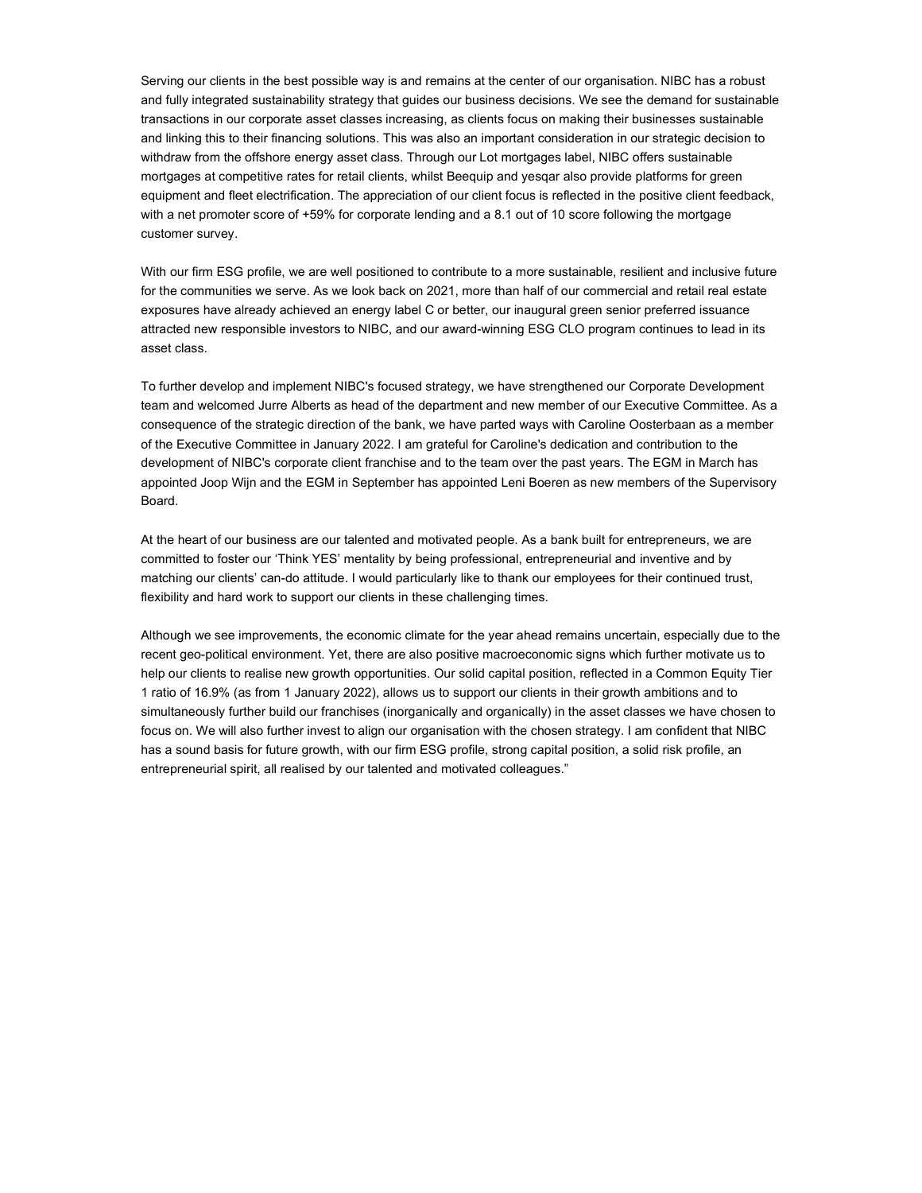Serving our clients in the best possible way is and remains at the center of our organisation. NIBC has a robust and fully integrated sustainability strategy that guides our business decisions. We see the demand for sustainable transactions in our corporate asset classes increasing, as clients focus on making their businesses sustainable and linking this to their financing solutions. This was also an important consideration in our strategic decision to withdraw from the offshore energy asset class. Through our Lot mortgages label, NIBC offers sustainable mortgages at competitive rates for retail clients, whilst Beequip and yesqar also provide platforms for green equipment and fleet electrification. The appreciation of our client focus is reflected in the positive client feedback, with a net promoter score of +59% for corporate lending and a 8.1 out of 10 score following the mortgage customer survey.

With our firm ESG profile, we are well positioned to contribute to a more sustainable, resilient and inclusive future for the communities we serve. As we look back on 2021, more than half of our commercial and retail real estate exposures have already achieved an energy label C or better, our inaugural green senior preferred issuance attracted new responsible investors to NIBC, and our award-winning ESG CLO program continues to lead in its asset class.

To further develop and implement NIBC's focused strategy, we have strengthened our Corporate Development team and welcomed Jurre Alberts as head of the department and new member of our Executive Committee. As a consequence of the strategic direction of the bank, we have parted ways with Caroline Oosterbaan as a member of the Executive Committee in January 2022. I am grateful for Caroline's dedication and contribution to the development of NIBC's corporate client franchise and to the team over the past years. The EGM in March has appointed Joop Wijn and the EGM in September has appointed Leni Boeren as new members of the Supervisory Board.

At the heart of our business are our talented and motivated people. As a bank built for entrepreneurs, we are committed to foster our 'Think YES' mentality by being professional, entrepreneurial and inventive and by matching our clients' can-do attitude. I would particularly like to thank our employees for their continued trust, flexibility and hard work to support our clients in these challenging times.

Although we see improvements, the economic climate for the year ahead remains uncertain, especially due to the recent geo-political environment. Yet, there are also positive macroeconomic signs which further motivate us to help our clients to realise new growth opportunities. Our solid capital position, reflected in a Common Equity Tier 1 ratio of 16.9% (as from 1 January 2022), allows us to support our clients in their growth ambitions and to simultaneously further build our franchises (inorganically and organically) in the asset classes we have chosen to focus on. We will also further invest to align our organisation with the chosen strategy. I am confident that NIBC has a sound basis for future growth, with our firm ESG profile, strong capital position, a solid risk profile, an entrepreneurial spirit, all realised by our talented and motivated colleagues."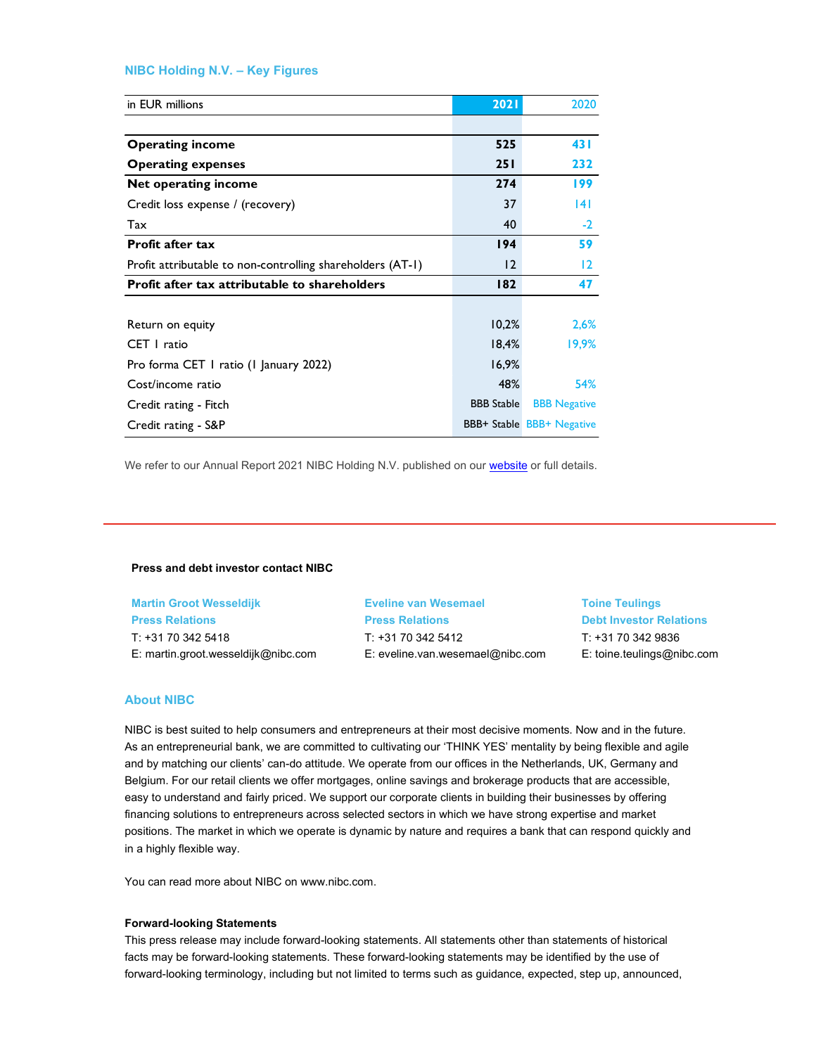## NIBC Holding N.V. – Key Figures

| in EUR millions | 2021 | 2020 |
|---|---|---|
| **Operating income** | **525** | **431** |
| **Operating expenses** | **251** | **232** |
| **Net operating income** | **274** | **199** |
| Credit loss expense / (recovery) | 37 | 141 |
| Tax | 40 | -2 |
| **Profit after tax** | **194** | **59** |
| Profit attributable to non-controlling shareholders (AT-1) | 12 | 12 |
| **Profit after tax attributable to shareholders** | **182** | **47** |
| | | |
| Return on equity | 10,2% | 2,6% |
| CET 1 ratio | 18,4% | 19,9% |
| Pro forma CET 1 ratio (1 January 2022) | 16,9% | |
| Cost/income ratio | 48% | 54% |
| Credit rating - Fitch | BBB Stable | BBB Negative |
| Credit rating - S&P | BBB+ Stable | BBB+ Negative |

We refer to our Annual Report 2021 NIBC Holding N.V. published on our website or full details.

---

**Press and debt investor contact NIBC**

**Martin Groot Wesseldijk**
**Press Relations**
T: +31 70 342 5418
E: martin.groot.wesseldijk@nibc.com

**Eveline van Wesemael**
**Press Relations**
T: +31 70 342 5412
E: eveline.van.wesemael@nibc.com

**Toine Teulings**
**Debt Investor Relations**
T: +31 70 342 9836
E: toine.teulings@nibc.com

### About NIBC

NIBC is best suited to help consumers and entrepreneurs at their most decisive moments. Now and in the future. As an entrepreneurial bank, we are committed to cultivating our 'THINK YES' mentality by being flexible and agile and by matching our clients' can-do attitude. We operate from our offices in the Netherlands, UK, Germany and Belgium. For our retail clients we offer mortgages, online savings and brokerage products that are accessible, easy to understand and fairly priced. We support our corporate clients in building their businesses by offering financing solutions to entrepreneurs across selected sectors in which we have strong expertise and market positions. The market in which we operate is dynamic by nature and requires a bank that can respond quickly and in a highly flexible way.

You can read more about NIBC on www.nibc.com.

**Forward-looking Statements**

This press release may include forward-looking statements. All statements other than statements of historical facts may be forward-looking statements. These forward-looking statements may be identified by the use of forward-looking terminology, including but not limited to terms such as guidance, expected, step up, announced,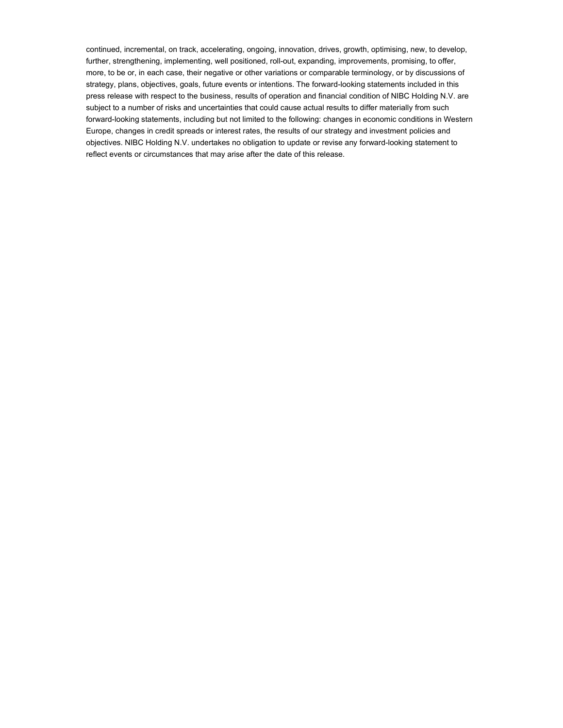continued, incremental, on track, accelerating, ongoing, innovation, drives, growth, optimising, new, to develop, further, strengthening, implementing, well positioned, roll-out, expanding, improvements, promising, to offer, more, to be or, in each case, their negative or other variations or comparable terminology, or by discussions of strategy, plans, objectives, goals, future events or intentions. The forward-looking statements included in this press release with respect to the business, results of operation and financial condition of NIBC Holding N.V. are subject to a number of risks and uncertainties that could cause actual results to differ materially from such forward-looking statements, including but not limited to the following: changes in economic conditions in Western Europe, changes in credit spreads or interest rates, the results of our strategy and investment policies and objectives. NIBC Holding N.V. undertakes no obligation to update or revise any forward-looking statement to reflect events or circumstances that may arise after the date of this release.